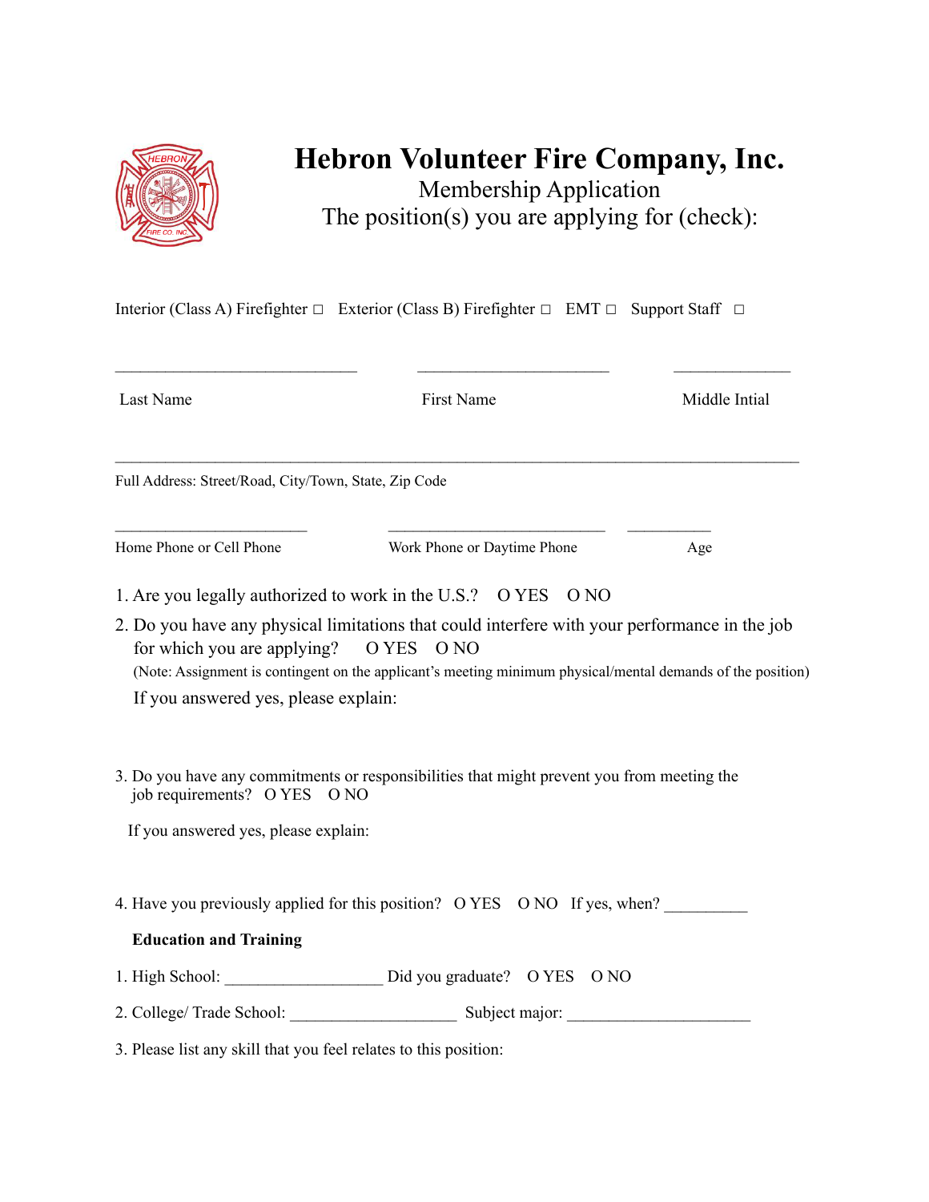# Hebron Volunteer Fire Company, Inc.

Membership Application

The position(s) you are applying for (check):

Interior (Class A) Firefighter □ Exterior (Class B) Firefighter □ EMT □ Support Staff □

\_\_\_\_\_\_\_\_\_\_\_\_\_\_\_\_\_\_\_\_\_\_\_\_\_\_\_\_\_\_ \_\_\_\_\_\_\_\_\_\_\_\_\_\_\_\_\_\_\_\_\_\_\_\_ \_\_\_\_\_\_\_\_\_\_\_\_\_\_\_

Last Name First Name Middle Intial

\_\_\_\_\_\_\_\_\_\_\_\_\_\_\_\_\_\_\_\_\_\_\_\_\_\_\_\_\_\_\_\_\_\_\_\_\_\_\_\_\_\_\_\_\_\_\_\_\_\_\_\_\_\_\_\_\_\_\_\_\_\_\_\_\_\_\_\_\_\_\_\_\_\_\_\_\_\_\_\_\_\_\_

Full Address: Street/Road, City/Town, State, Zip Code

\_\_\_\_\_\_\_\_\_\_\_\_\_\_\_\_\_\_\_\_\_\_\_\_ \_\_\_\_\_\_\_\_\_\_\_\_\_\_\_\_\_\_\_\_\_\_\_\_\_\_\_\_ \_\_\_\_\_\_\_\_\_\_\_

Home Phone or Cell Phone Work Phone or Daytime Phone Age

1. Are you legally authorized to work in the U.S.? O YES O NO
2. Do you have any physical limitations that could interfere with your performance in the job for which you are applying? O YES O NO
   (Note: Assignment is contingent on the applicant's meeting minimum physical/mental demands of the position)
   If you answered yes, please explain:
3. Do you have any commitments or responsibilities that might prevent you from meeting the job requirements? O YES O NO
   If you answered yes, please explain:
4. Have you previously applied for this position? O YES O NO If yes, when? \_\_\_\_\_\_\_\_\_\_

**Education and Training**

1. High School: \_\_\_\_\_\_\_\_\_\_\_\_\_\_\_\_\_\_\_ Did you graduate? O YES O NO
2. College/ Trade School: \_\_\_\_\_\_\_\_\_\_\_\_\_\_\_\_\_\_\_\_ Subject major: \_\_\_\_\_\_\_\_\_\_\_\_\_\_\_\_\_\_\_\_\_\_
3. Please list any skill that you feel relates to this position: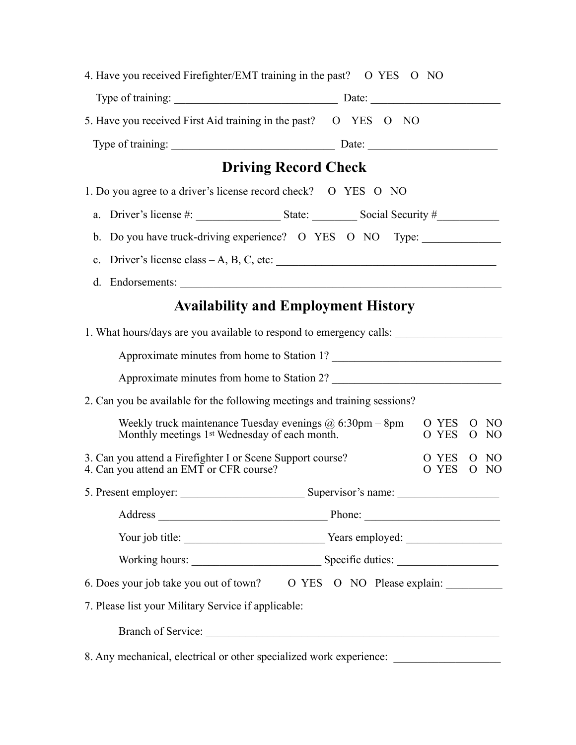4. Have you received Firefighter/EMT training in the past? O YES O NO

   Type of training: ______________________________ Date: ________________________

5. Have you received First Aid training in the past? O YES O NO

   Type of training: ______________________________ Date: ________________________

## Driving Record Check

1. Do you agree to a driver's license record check? O YES O NO

   a. Driver's license #: _______________ State: ________ Social Security #___________

   b. Do you have truck-driving experience? O YES O NO Type: ______________

   c. Driver's license class – A, B, C, etc: ________________________________________

   d. Endorsements: ___________________________________________________________

## Availability and Employment History

1. What hours/days are you available to respond to emergency calls: ___________________

   Approximate minutes from home to Station 1? ______________________________

   Approximate minutes from home to Station 2? ______________________________

2. Can you be available for the following meetings and training sessions?

   Weekly truck maintenance Tuesday evenings @ 6:30pm – 8pm O YES O NO
   Monthly meetings 1st Wednesday of each month. O YES O NO

3. Can you attend a Firefighter I or Scene Support course? O YES O NO
4. Can you attend an EMT or CFR course? O YES O NO

5. Present employer: ______________________ Supervisor's name: __________________

   Address ______________________________ Phone: ________________________

   Your job title: _________________________ Years employed: _________________

   Working hours: _______________________ Specific duties: __________________

6. Does your job take you out of town? O YES O NO Please explain: __________

7. Please list your Military Service if applicable:

   Branch of Service: _______________________________________________________

8. Any mechanical, electrical or other specialized work experience: ___________________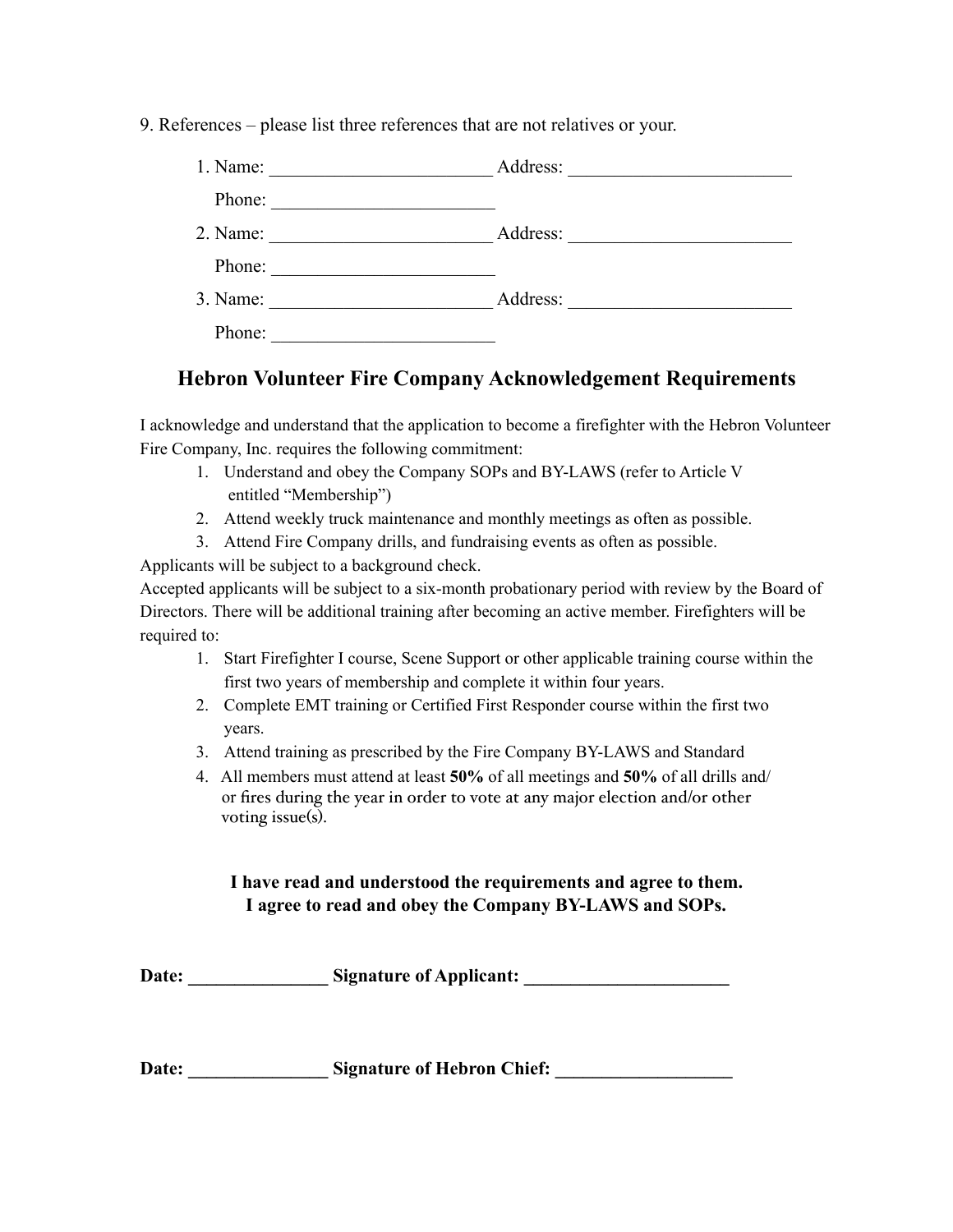9. References – please list three references that are not relatives or your.

1. Name: ________________________ Address: ________________________

   Phone: ________________________

2. Name: ________________________ Address: ________________________

   Phone: ________________________

3. Name: ________________________ Address: ________________________

   Phone: ________________________

## Hebron Volunteer Fire Company Acknowledgement Requirements

I acknowledge and understand that the application to become a firefighter with the Hebron Volunteer Fire Company, Inc. requires the following commitment:

1. Understand and obey the Company SOPs and BY-LAWS (refer to Article V entitled "Membership")
2. Attend weekly truck maintenance and monthly meetings as often as possible.
3. Attend Fire Company drills, and fundraising events as often as possible.

Applicants will be subject to a background check.

Accepted applicants will be subject to a six-month probationary period with review by the Board of Directors. There will be additional training after becoming an active member. Firefighters will be required to:

1. Start Firefighter I course, Scene Support or other applicable training course within the first two years of membership and complete it within four years.
2. Complete EMT training or Certified First Responder course within the first two years.
3. Attend training as prescribed by the Fire Company BY-LAWS and Standard
4. All members must attend at least **50%** of all meetings and **50%** of all drills and/or fires during the year in order to vote at any major election and/or other voting issue(s).

**I have read and understood the requirements and agree to them.**
**I agree to read and obey the Company BY-LAWS and SOPs.**

**Date: _______________ Signature of Applicant: ______________________**

**Date: _______________ Signature of Hebron Chief: ___________________**